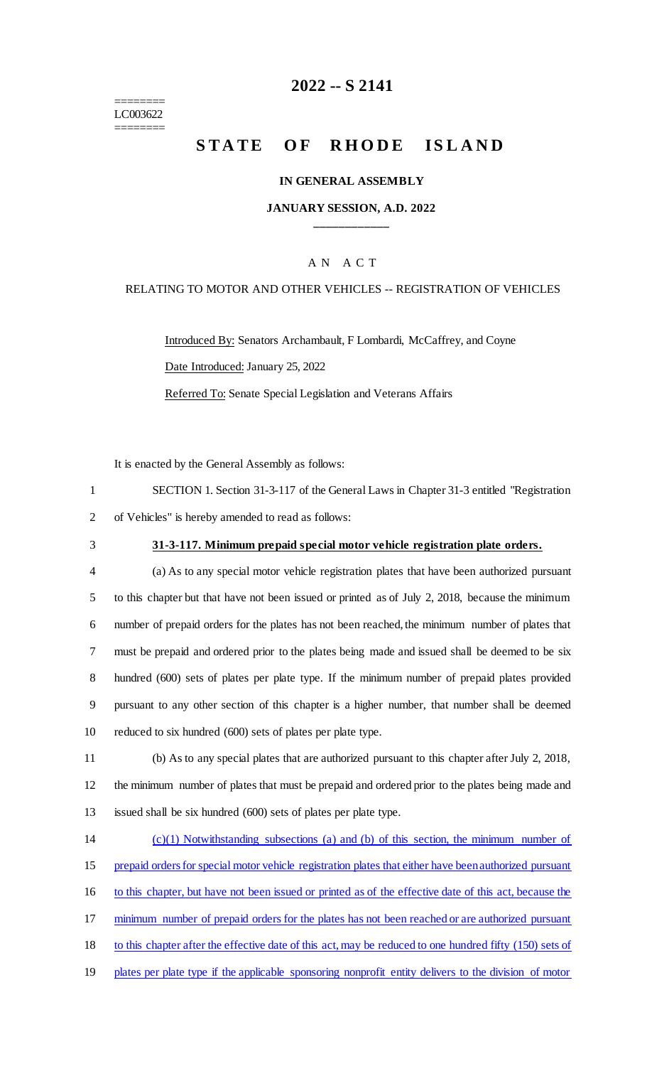========
LC003622
========

# 2022 -- S 2141

# STATE OF RHODE ISLAND

**IN GENERAL ASSEMBLY**

**JANUARY SESSION, A.D. 2022**

____________

A N A C T

RELATING TO MOTOR AND OTHER VEHICLES -- REGISTRATION OF VEHICLES

Introduced By: Senators Archambault, F Lombardi, McCaffrey, and Coyne

Date Introduced: January 25, 2022

Referred To: Senate Special Legislation and Veterans Affairs

It is enacted by the General Assembly as follows:

SECTION 1. Section 31-3-117 of the General Laws in Chapter 31-3 entitled "Registration of Vehicles" is hereby amended to read as follows:

**31-3-117. Minimum prepaid special motor vehicle registration plate orders.**

(a) As to any special motor vehicle registration plates that have been authorized pursuant to this chapter but that have not been issued or printed as of July 2, 2018, because the minimum number of prepaid orders for the plates has not been reached, the minimum number of plates that must be prepaid and ordered prior to the plates being made and issued shall be deemed to be six hundred (600) sets of plates per plate type. If the minimum number of prepaid plates provided pursuant to any other section of this chapter is a higher number, that number shall be deemed reduced to six hundred (600) sets of plates per plate type.

(b) As to any special plates that are authorized pursuant to this chapter after July 2, 2018, the minimum number of plates that must be prepaid and ordered prior to the plates being made and issued shall be six hundred (600) sets of plates per plate type.

(c)(1) Notwithstanding subsections (a) and (b) of this section, the minimum number of prepaid orders for special motor vehicle registration plates that either have been authorized pursuant to this chapter, but have not been issued or printed as of the effective date of this act, because the minimum number of prepaid orders for the plates has not been reached or are authorized pursuant to this chapter after the effective date of this act, may be reduced to one hundred fifty (150) sets of plates per plate type if the applicable sponsoring nonprofit entity delivers to the division of motor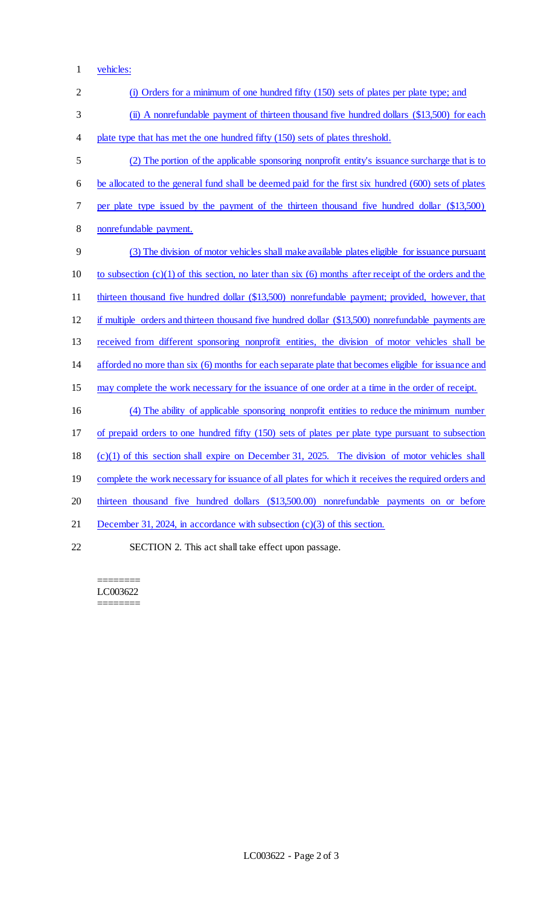vehicles:

(i) Orders for a minimum of one hundred fifty (150) sets of plates per plate type; and

(ii) A nonrefundable payment of thirteen thousand five hundred dollars ($13,500) for each plate type that has met the one hundred fifty (150) sets of plates threshold.

(2) The portion of the applicable sponsoring nonprofit entity's issuance surcharge that is to be allocated to the general fund shall be deemed paid for the first six hundred (600) sets of plates per plate type issued by the payment of the thirteen thousand five hundred dollar ($13,500) nonrefundable payment.

(3) The division of motor vehicles shall make available plates eligible for issuance pursuant to subsection (c)(1) of this section, no later than six (6) months after receipt of the orders and the thirteen thousand five hundred dollar ($13,500) nonrefundable payment; provided, however, that if multiple orders and thirteen thousand five hundred dollar ($13,500) nonrefundable payments are received from different sponsoring nonprofit entities, the division of motor vehicles shall be afforded no more than six (6) months for each separate plate that becomes eligible for issuance and may complete the work necessary for the issuance of one order at a time in the order of receipt.

(4) The ability of applicable sponsoring nonprofit entities to reduce the minimum number of prepaid orders to one hundred fifty (150) sets of plates per plate type pursuant to subsection (c)(1) of this section shall expire on December 31, 2025. The division of motor vehicles shall complete the work necessary for issuance of all plates for which it receives the required orders and thirteen thousand five hundred dollars ($13,500.00) nonrefundable payments on or before December 31, 2024, in accordance with subsection (c)(3) of this section.

SECTION 2. This act shall take effect upon passage.

========
LC003622
========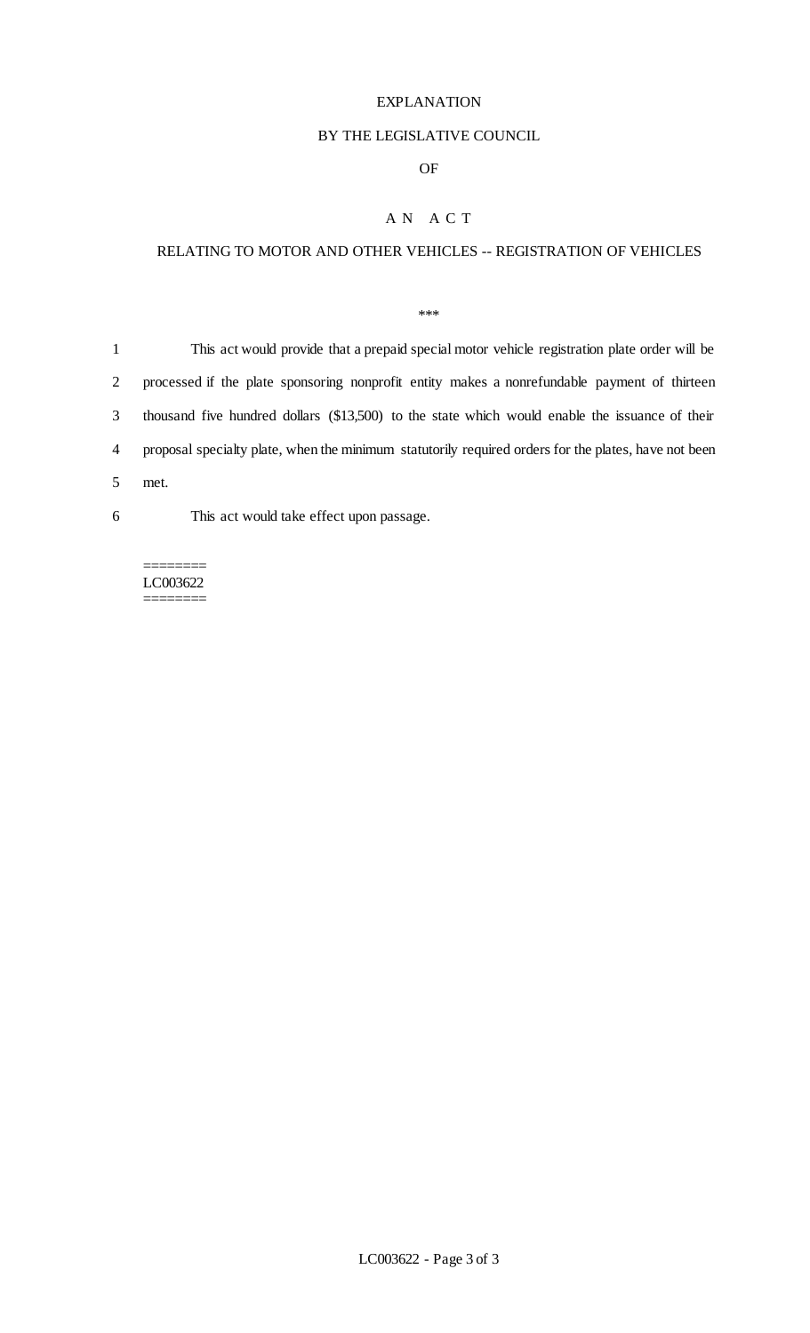EXPLANATION

BY THE LEGISLATIVE COUNCIL

OF

A N A C T

RELATING TO MOTOR AND OTHER VEHICLES -- REGISTRATION OF VEHICLES

\*\*\*

This act would provide that a prepaid special motor vehicle registration plate order will be processed if the plate sponsoring nonprofit entity makes a nonrefundable payment of thirteen thousand five hundred dollars ($13,500) to the state which would enable the issuance of their proposal specialty plate, when the minimum statutorily required orders for the plates, have not been met.

This act would take effect upon passage.

========
LC003622
========